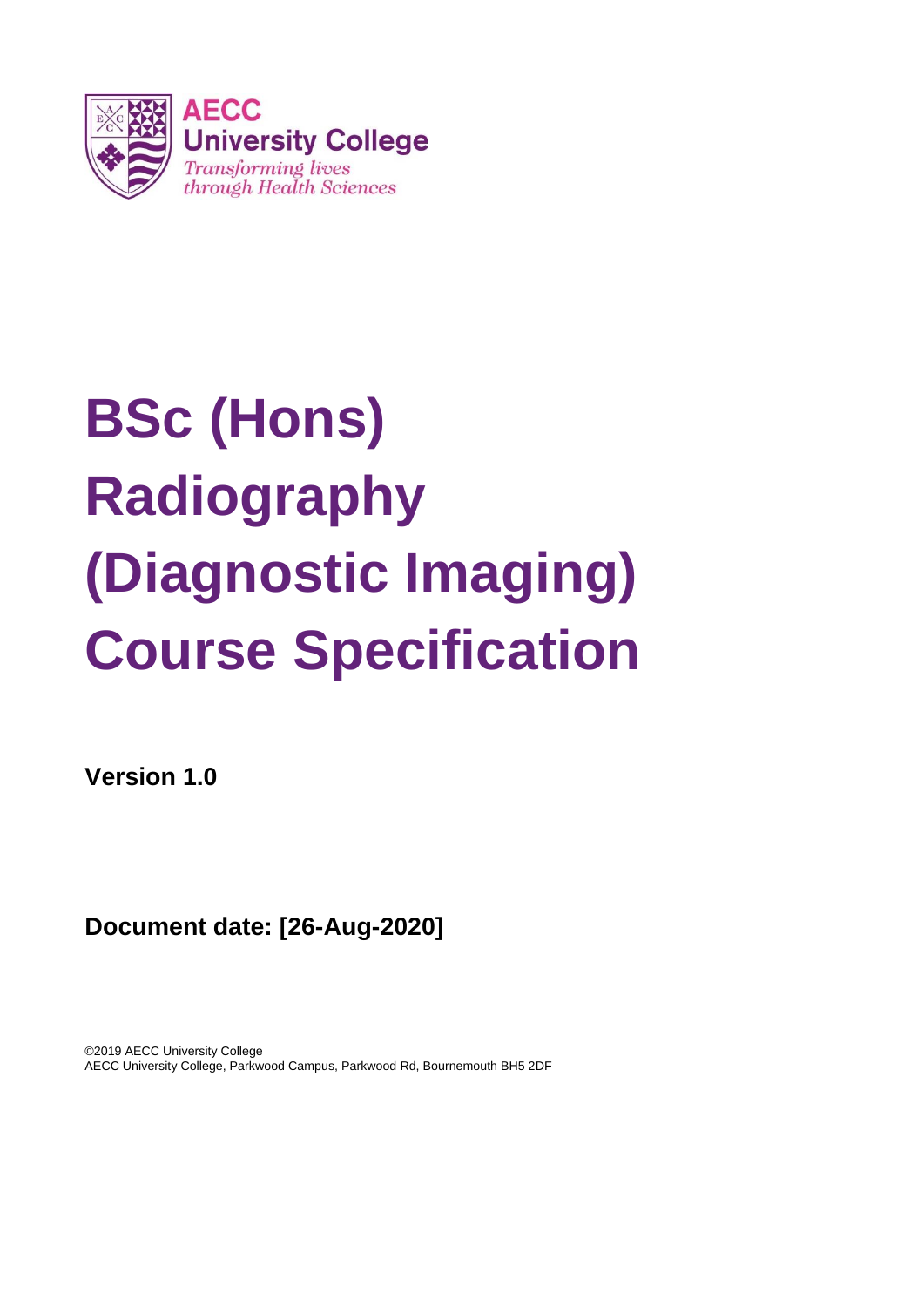AECC University College
*Transforming lives through Health Sciences*

# BSc (Hons) Radiography (Diagnostic Imaging) Course Specification

**Version 1.0**

**Document date: [26-Aug-2020]**

©2019 AECC University College
AECC University College, Parkwood Campus, Parkwood Rd, Bournemouth BH5 2DF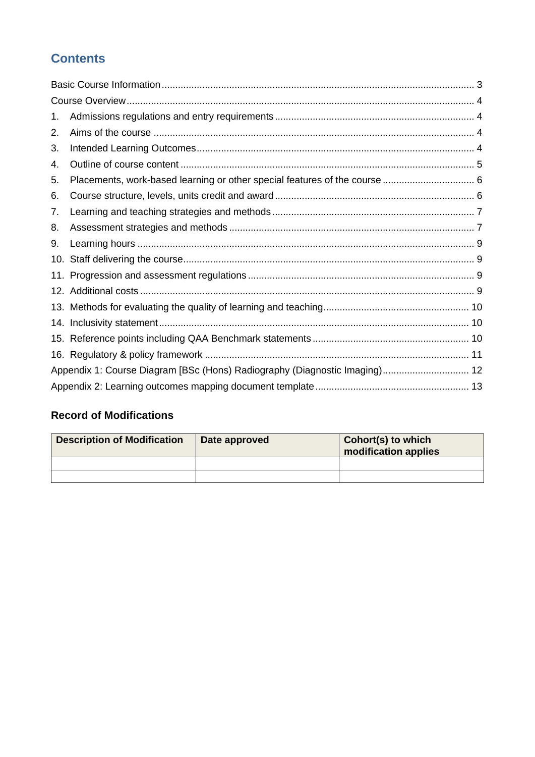## Contents

Basic Course Information ... 3
Course Overview ... 4
1. Admissions regulations and entry requirements ... 4
2. Aims of the course ... 4
3. Intended Learning Outcomes ... 4
4. Outline of course content ... 5
5. Placements, work-based learning or other special features of the course ... 6
6. Course structure, levels, units credit and award ... 6
7. Learning and teaching strategies and methods ... 7
8. Assessment strategies and methods ... 7
9. Learning hours ... 9
10. Staff delivering the course ... 9
11. Progression and assessment regulations ... 9
12. Additional costs ... 9
13. Methods for evaluating the quality of learning and teaching ... 10
14. Inclusivity statement ... 10
15. Reference points including QAA Benchmark statements ... 10
16. Regulatory & policy framework ... 11

Appendix 1: Course Diagram [BSc (Hons) Radiography (Diagnostic Imaging) ... 12
Appendix 2: Learning outcomes mapping document template ... 13

### Record of Modifications

| Description of Modification | Date approved | Cohort(s) to which modification applies |
|---|---|---|
| | | |
| | | |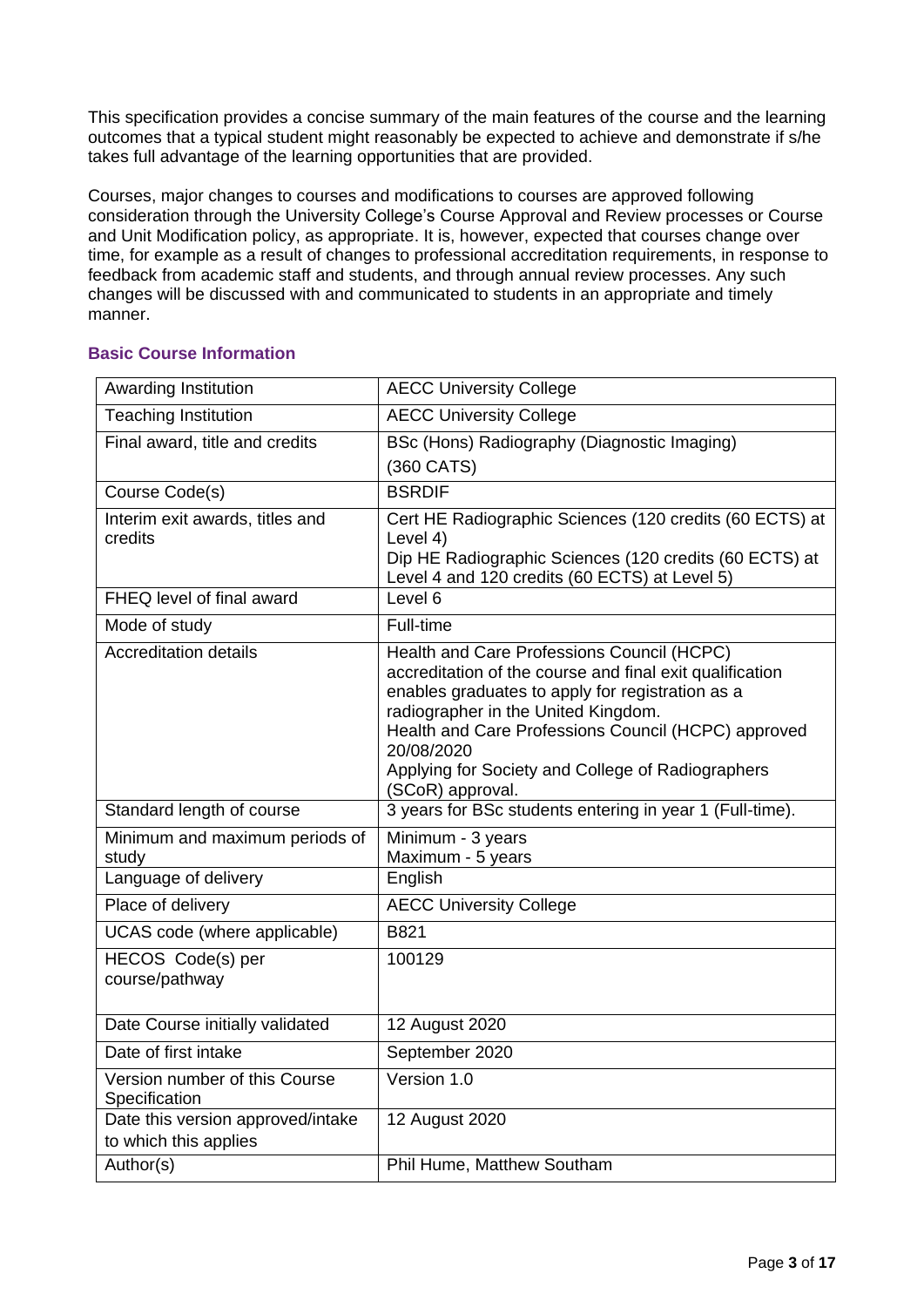This specification provides a concise summary of the main features of the course and the learning outcomes that a typical student might reasonably be expected to achieve and demonstrate if s/he takes full advantage of the learning opportunities that are provided.

Courses, major changes to courses and modifications to courses are approved following consideration through the University College's Course Approval and Review processes or Course and Unit Modification policy, as appropriate. It is, however, expected that courses change over time, for example as a result of changes to professional accreditation requirements, in response to feedback from academic staff and students, and through annual review processes. Any such changes will be discussed with and communicated to students in an appropriate and timely manner.

## Basic Course Information

| | |
|---|---|
| Awarding Institution | AECC University College |
| Teaching Institution | AECC University College |
| Final award, title and credits | BSc (Hons) Radiography (Diagnostic Imaging) (360 CATS) |
| Course Code(s) | BSRDIF |
| Interim exit awards, titles and credits | Cert HE Radiographic Sciences (120 credits (60 ECTS) at Level 4)<br>Dip HE Radiographic Sciences (120 credits (60 ECTS) at Level 4 and 120 credits (60 ECTS) at Level 5) |
| FHEQ level of final award | Level 6 |
| Mode of study | Full-time |
| Accreditation details | Health and Care Professions Council (HCPC) accreditation of the course and final exit qualification enables graduates to apply for registration as a radiographer in the United Kingdom.<br>Health and Care Professions Council (HCPC) approved 20/08/2020<br>Applying for Society and College of Radiographers (SCoR) approval. |
| Standard length of course | 3 years for BSc students entering in year 1 (Full-time). |
| Minimum and maximum periods of study | Minimum - 3 years<br>Maximum - 5 years |
| Language of delivery | English |
| Place of delivery | AECC University College |
| UCAS code (where applicable) | B821 |
| HECOS Code(s) per course/pathway | 100129 |
| Date Course initially validated | 12 August 2020 |
| Date of first intake | September 2020 |
| Version number of this Course Specification | Version 1.0 |
| Date this version approved/intake to which this applies | 12 August 2020 |
| Author(s) | Phil Hume, Matthew Southam |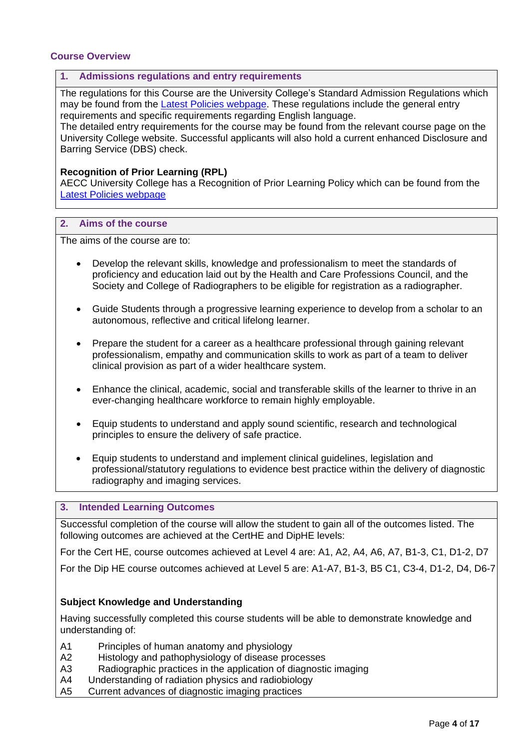## Course Overview

### 1. Admissions regulations and entry requirements

The regulations for this Course are the University College's Standard Admission Regulations which may be found from the [Latest Policies webpage](). These regulations include the general entry requirements and specific requirements regarding English language.
The detailed entry requirements for the course may be found from the relevant course page on the University College website. Successful applicants will also hold a current enhanced Disclosure and Barring Service (DBS) check.

**Recognition of Prior Learning (RPL)**
AECC University College has a Recognition of Prior Learning Policy which can be found from the [Latest Policies webpage]()

### 2. Aims of the course

The aims of the course are to:

- Develop the relevant skills, knowledge and professionalism to meet the standards of proficiency and education laid out by the Health and Care Professions Council, and the Society and College of Radiographers to be eligible for registration as a radiographer.
- Guide Students through a progressive learning experience to develop from a scholar to an autonomous, reflective and critical lifelong learner.
- Prepare the student for a career as a healthcare professional through gaining relevant professionalism, empathy and communication skills to work as part of a team to deliver clinical provision as part of a wider healthcare system.
- Enhance the clinical, academic, social and transferable skills of the learner to thrive in an ever-changing healthcare workforce to remain highly employable.
- Equip students to understand and apply sound scientific, research and technological principles to ensure the delivery of safe practice.
- Equip students to understand and implement clinical guidelines, legislation and professional/statutory regulations to evidence best practice within the delivery of diagnostic radiography and imaging services.

### 3. Intended Learning Outcomes

Successful completion of the course will allow the student to gain all of the outcomes listed. The following outcomes are achieved at the CertHE and DipHE levels:

For the Cert HE, course outcomes achieved at Level 4 are: A1, A2, A4, A6, A7, B1-3, C1, D1-2, D7

For the Dip HE course outcomes achieved at Level 5 are: A1-A7, B1-3, B5 C1, C3-4, D1-2, D4, D6-7

**Subject Knowledge and Understanding**

Having successfully completed this course students will be able to demonstrate knowledge and understanding of:

A1 Principles of human anatomy and physiology
A2 Histology and pathophysiology of disease processes
A3 Radiographic practices in the application of diagnostic imaging
A4 Understanding of radiation physics and radiobiology
A5 Current advances of diagnostic imaging practices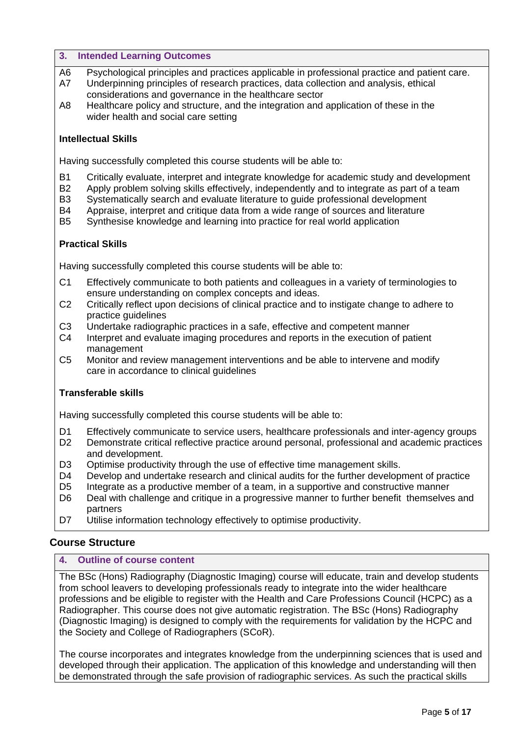## 3. Intended Learning Outcomes

- A6 Psychological principles and practices applicable in professional practice and patient care.
- A7 Underpinning principles of research practices, data collection and analysis, ethical considerations and governance in the healthcare sector
- A8 Healthcare policy and structure, and the integration and application of these in the wider health and social care setting

### Intellectual Skills

Having successfully completed this course students will be able to:

- B1 Critically evaluate, interpret and integrate knowledge for academic study and development
- B2 Apply problem solving skills effectively, independently and to integrate as part of a team
- B3 Systematically search and evaluate literature to guide professional development
- B4 Appraise, interpret and critique data from a wide range of sources and literature
- B5 Synthesise knowledge and learning into practice for real world application

### Practical Skills

Having successfully completed this course students will be able to:

- C1 Effectively communicate to both patients and colleagues in a variety of terminologies to ensure understanding on complex concepts and ideas.
- C2 Critically reflect upon decisions of clinical practice and to instigate change to adhere to practice guidelines
- C3 Undertake radiographic practices in a safe, effective and competent manner
- C4 Interpret and evaluate imaging procedures and reports in the execution of patient management
- C5 Monitor and review management interventions and be able to intervene and modify care in accordance to clinical guidelines

### Transferable skills

Having successfully completed this course students will be able to:

- D1 Effectively communicate to service users, healthcare professionals and inter-agency groups
- D2 Demonstrate critical reflective practice around personal, professional and academic practices and development.
- D3 Optimise productivity through the use of effective time management skills.
- D4 Develop and undertake research and clinical audits for the further development of practice
- D5 Integrate as a productive member of a team, in a supportive and constructive manner
- D6 Deal with challenge and critique in a progressive manner to further benefit themselves and partners
- D7 Utilise information technology effectively to optimise productivity.

# Course Structure

## 4. Outline of course content

The BSc (Hons) Radiography (Diagnostic Imaging) course will educate, train and develop students from school leavers to developing professionals ready to integrate into the wider healthcare professions and be eligible to register with the Health and Care Professions Council (HCPC) as a Radiographer. This course does not give automatic registration. The BSc (Hons) Radiography (Diagnostic Imaging) is designed to comply with the requirements for validation by the HCPC and the Society and College of Radiographers (SCoR).

The course incorporates and integrates knowledge from the underpinning sciences that is used and developed through their application. The application of this knowledge and understanding will then be demonstrated through the safe provision of radiographic services. As such the practical skills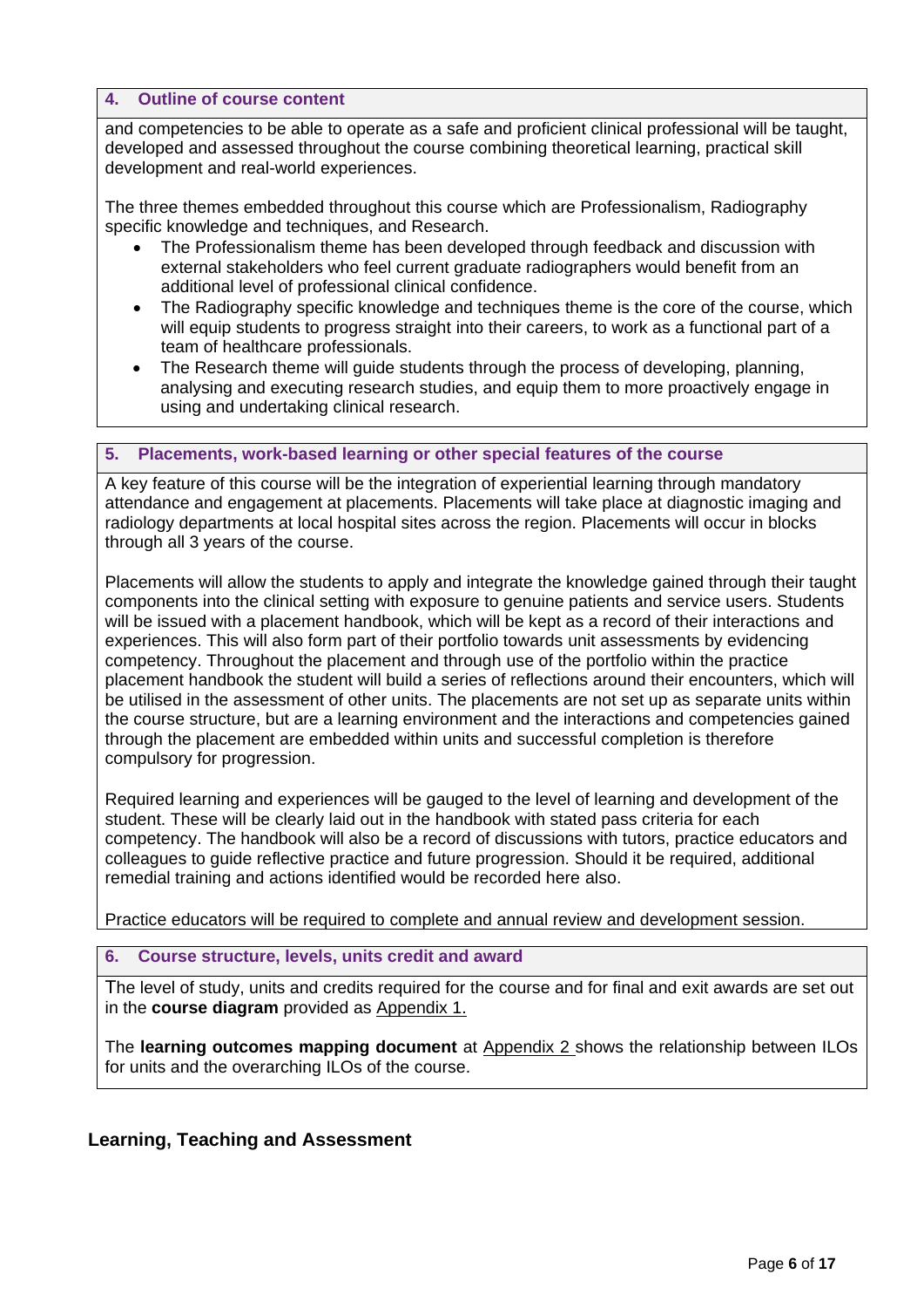## 4. Outline of course content

and competencies to be able to operate as a safe and proficient clinical professional will be taught, developed and assessed throughout the course combining theoretical learning, practical skill development and real-world experiences.

The three themes embedded throughout this course which are Professionalism, Radiography specific knowledge and techniques, and Research.

- The Professionalism theme has been developed through feedback and discussion with external stakeholders who feel current graduate radiographers would benefit from an additional level of professional clinical confidence.
- The Radiography specific knowledge and techniques theme is the core of the course, which will equip students to progress straight into their careers, to work as a functional part of a team of healthcare professionals.
- The Research theme will guide students through the process of developing, planning, analysing and executing research studies, and equip them to more proactively engage in using and undertaking clinical research.

## 5. Placements, work-based learning or other special features of the course

A key feature of this course will be the integration of experiential learning through mandatory attendance and engagement at placements. Placements will take place at diagnostic imaging and radiology departments at local hospital sites across the region. Placements will occur in blocks through all 3 years of the course.

Placements will allow the students to apply and integrate the knowledge gained through their taught components into the clinical setting with exposure to genuine patients and service users. Students will be issued with a placement handbook, which will be kept as a record of their interactions and experiences. This will also form part of their portfolio towards unit assessments by evidencing competency. Throughout the placement and through use of the portfolio within the practice placement handbook the student will build a series of reflections around their encounters, which will be utilised in the assessment of other units. The placements are not set up as separate units within the course structure, but are a learning environment and the interactions and competencies gained through the placement are embedded within units and successful completion is therefore compulsory for progression.

Required learning and experiences will be gauged to the level of learning and development of the student. These will be clearly laid out in the handbook with stated pass criteria for each competency. The handbook will also be a record of discussions with tutors, practice educators and colleagues to guide reflective practice and future progression. Should it be required, additional remedial training and actions identified would be recorded here also.

Practice educators will be required to complete and annual review and development session.

## 6. Course structure, levels, units credit and award

The level of study, units and credits required for the course and for final and exit awards are set out in the **course diagram** provided as Appendix 1.

The **learning outcomes mapping document** at Appendix 2 shows the relationship between ILOs for units and the overarching ILOs of the course.

# Learning, Teaching and Assessment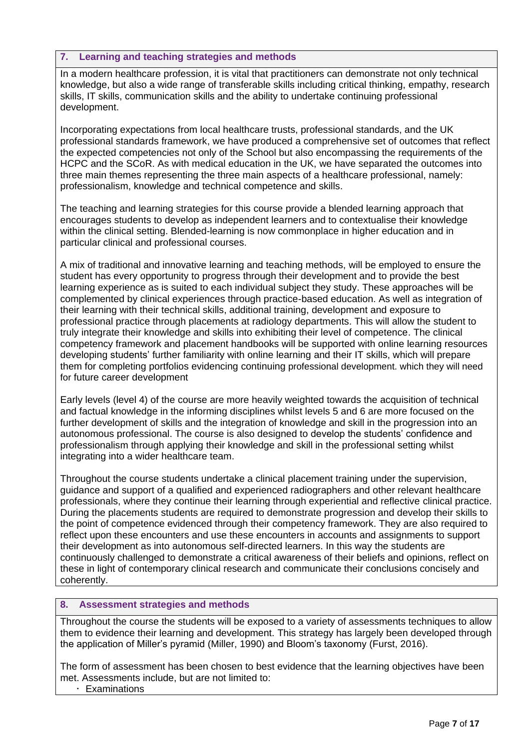## 7. Learning and teaching strategies and methods

In a modern healthcare profession, it is vital that practitioners can demonstrate not only technical knowledge, but also a wide range of transferable skills including critical thinking, empathy, research skills, IT skills, communication skills and the ability to undertake continuing professional development.

Incorporating expectations from local healthcare trusts, professional standards, and the UK professional standards framework, we have produced a comprehensive set of outcomes that reflect the expected competencies not only of the School but also encompassing the requirements of the HCPC and the SCoR. As with medical education in the UK, we have separated the outcomes into three main themes representing the three main aspects of a healthcare professional, namely: professionalism, knowledge and technical competence and skills.

The teaching and learning strategies for this course provide a blended learning approach that encourages students to develop as independent learners and to contextualise their knowledge within the clinical setting. Blended-learning is now commonplace in higher education and in particular clinical and professional courses.

A mix of traditional and innovative learning and teaching methods, will be employed to ensure the student has every opportunity to progress through their development and to provide the best learning experience as is suited to each individual subject they study. These approaches will be complemented by clinical experiences through practice-based education. As well as integration of their learning with their technical skills, additional training, development and exposure to professional practice through placements at radiology departments. This will allow the student to truly integrate their knowledge and skills into exhibiting their level of competence. The clinical competency framework and placement handbooks will be supported with online learning resources developing students' further familiarity with online learning and their IT skills, which will prepare them for completing portfolios evidencing continuing professional development. which they will need for future career development

Early levels (level 4) of the course are more heavily weighted towards the acquisition of technical and factual knowledge in the informing disciplines whilst levels 5 and 6 are more focused on the further development of skills and the integration of knowledge and skill in the progression into an autonomous professional. The course is also designed to develop the students' confidence and professionalism through applying their knowledge and skill in the professional setting whilst integrating into a wider healthcare team.

Throughout the course students undertake a clinical placement training under the supervision, guidance and support of a qualified and experienced radiographers and other relevant healthcare professionals, where they continue their learning through experiential and reflective clinical practice. During the placements students are required to demonstrate progression and develop their skills to the point of competence evidenced through their competency framework. They are also required to reflect upon these encounters and use these encounters in accounts and assignments to support their development as into autonomous self-directed learners. In this way the students are continuously challenged to demonstrate a critical awareness of their beliefs and opinions, reflect on these in light of contemporary clinical research and communicate their conclusions concisely and coherently.

## 8. Assessment strategies and methods

Throughout the course the students will be exposed to a variety of assessments techniques to allow them to evidence their learning and development. This strategy has largely been developed through the application of Miller's pyramid (Miller, 1990) and Bloom's taxonomy (Furst, 2016).

The form of assessment has been chosen to best evidence that the learning objectives have been met. Assessments include, but are not limited to:

- Examinations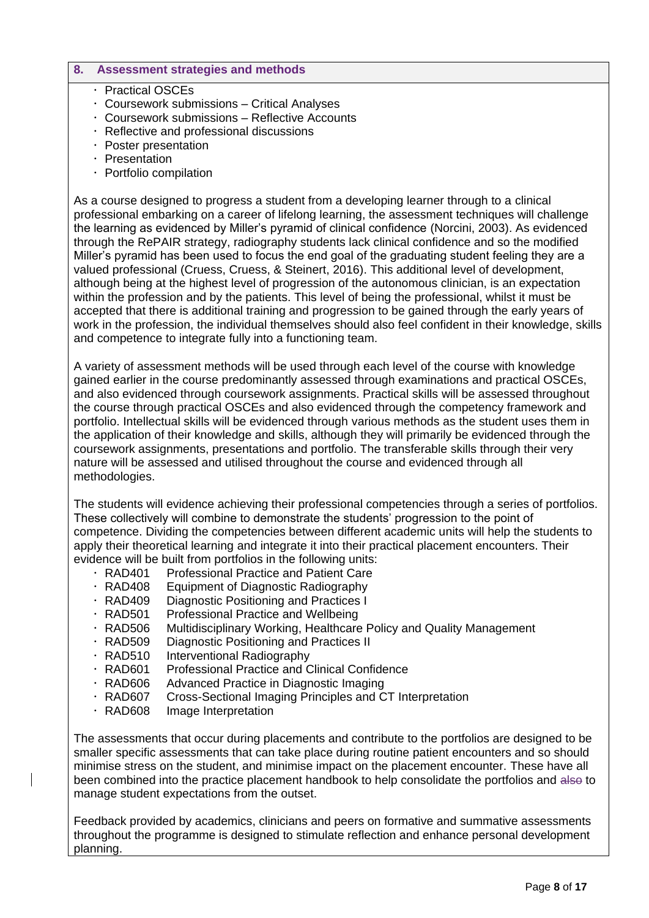## 8. Assessment strategies and methods

- Practical OSCEs
- Coursework submissions – Critical Analyses
- Coursework submissions – Reflective Accounts
- Reflective and professional discussions
- Poster presentation
- Presentation
- Portfolio compilation

As a course designed to progress a student from a developing learner through to a clinical professional embarking on a career of lifelong learning, the assessment techniques will challenge the learning as evidenced by Miller's pyramid of clinical confidence (Norcini, 2003). As evidenced through the RePAIR strategy, radiography students lack clinical confidence and so the modified Miller's pyramid has been used to focus the end goal of the graduating student feeling they are a valued professional (Cruess, Cruess, & Steinert, 2016). This additional level of development, although being at the highest level of progression of the autonomous clinician, is an expectation within the profession and by the patients. This level of being the professional, whilst it must be accepted that there is additional training and progression to be gained through the early years of work in the profession, the individual themselves should also feel confident in their knowledge, skills and competence to integrate fully into a functioning team.

A variety of assessment methods will be used through each level of the course with knowledge gained earlier in the course predominantly assessed through examinations and practical OSCEs, and also evidenced through coursework assignments. Practical skills will be assessed throughout the course through practical OSCEs and also evidenced through the competency framework and portfolio. Intellectual skills will be evidenced through various methods as the student uses them in the application of their knowledge and skills, although they will primarily be evidenced through the coursework assignments, presentations and portfolio. The transferable skills through their very nature will be assessed and utilised throughout the course and evidenced through all methodologies.

The students will evidence achieving their professional competencies through a series of portfolios. These collectively will combine to demonstrate the students' progression to the point of competence. Dividing the competencies between different academic units will help the students to apply their theoretical learning and integrate it into their practical placement encounters. Their evidence will be built from portfolios in the following units:

- RAD401 Professional Practice and Patient Care
- RAD408 Equipment of Diagnostic Radiography
- RAD409 Diagnostic Positioning and Practices I
- RAD501 Professional Practice and Wellbeing
- RAD506 Multidisciplinary Working, Healthcare Policy and Quality Management
- RAD509 Diagnostic Positioning and Practices II
- RAD510 Interventional Radiography
- RAD601 Professional Practice and Clinical Confidence
- RAD606 Advanced Practice in Diagnostic Imaging
- RAD607 Cross-Sectional Imaging Principles and CT Interpretation
- RAD608 Image Interpretation

The assessments that occur during placements and contribute to the portfolios are designed to be smaller specific assessments that can take place during routine patient encounters and so should minimise stress on the student, and minimise impact on the placement encounter. These have all been combined into the practice placement handbook to help consolidate the portfolios and ~~also~~ to manage student expectations from the outset.

Feedback provided by academics, clinicians and peers on formative and summative assessments throughout the programme is designed to stimulate reflection and enhance personal development planning.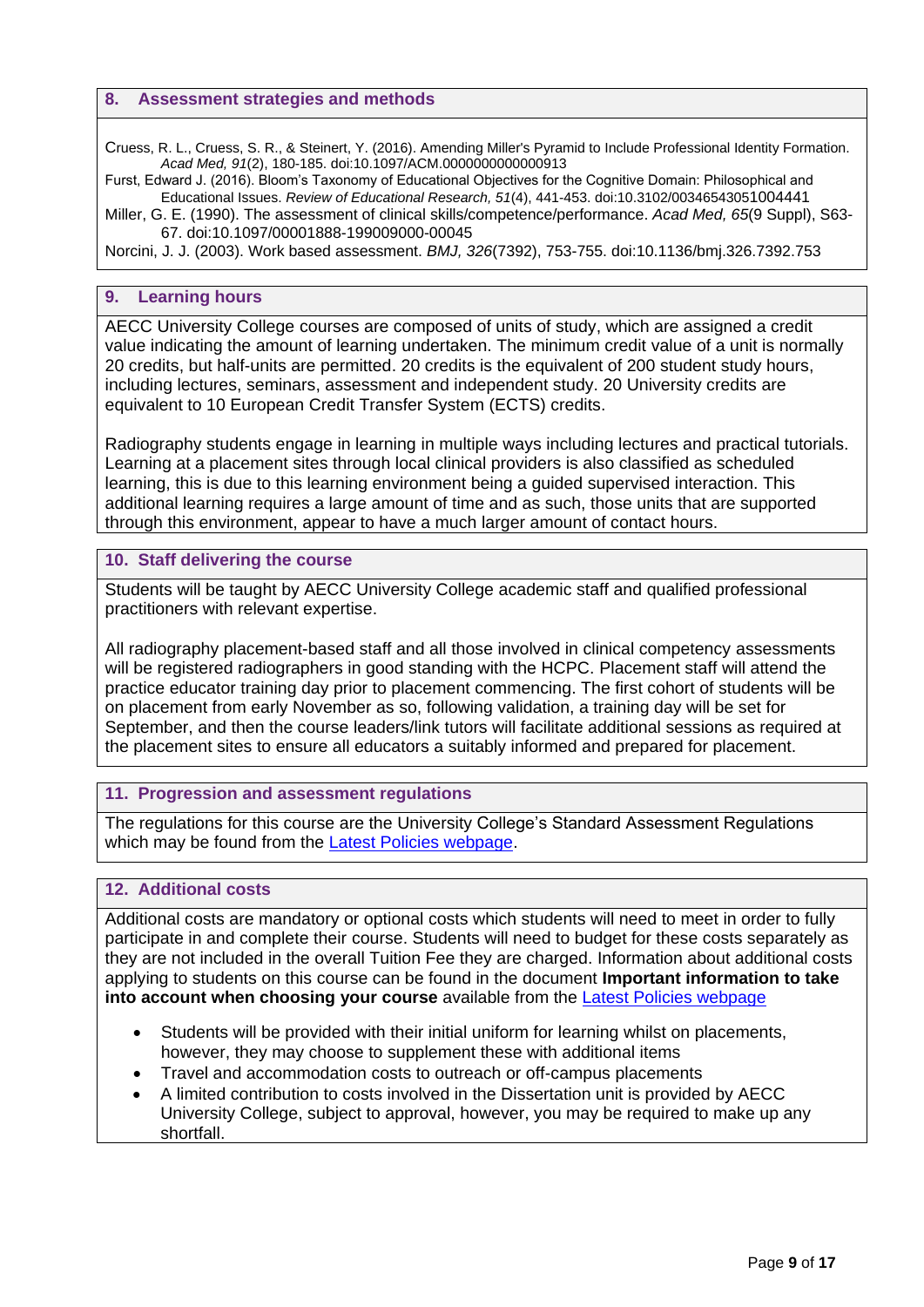## 8. Assessment strategies and methods

Cruess, R. L., Cruess, S. R., & Steinert, Y. (2016). Amending Miller's Pyramid to Include Professional Identity Formation. *Acad Med, 91*(2), 180-185. doi:10.1097/ACM.0000000000000913

Furst, Edward J. (2016). Bloom's Taxonomy of Educational Objectives for the Cognitive Domain: Philosophical and Educational Issues. *Review of Educational Research, 51*(4), 441-453. doi:10.3102/00346543051004441

Miller, G. E. (1990). The assessment of clinical skills/competence/performance. *Acad Med, 65*(9 Suppl), S63-67. doi:10.1097/00001888-199009000-00045

Norcini, J. J. (2003). Work based assessment. *BMJ, 326*(7392), 753-755. doi:10.1136/bmj.326.7392.753

## 9. Learning hours

AECC University College courses are composed of units of study, which are assigned a credit value indicating the amount of learning undertaken. The minimum credit value of a unit is normally 20 credits, but half-units are permitted. 20 credits is the equivalent of 200 student study hours, including lectures, seminars, assessment and independent study. 20 University credits are equivalent to 10 European Credit Transfer System (ECTS) credits.

Radiography students engage in learning in multiple ways including lectures and practical tutorials. Learning at a placement sites through local clinical providers is also classified as scheduled learning, this is due to this learning environment being a guided supervised interaction. This additional learning requires a large amount of time and as such, those units that are supported through this environment, appear to have a much larger amount of contact hours.

## 10. Staff delivering the course

Students will be taught by AECC University College academic staff and qualified professional practitioners with relevant expertise.

All radiography placement-based staff and all those involved in clinical competency assessments will be registered radiographers in good standing with the HCPC. Placement staff will attend the practice educator training day prior to placement commencing. The first cohort of students will be on placement from early November as so, following validation, a training day will be set for September, and then the course leaders/link tutors will facilitate additional sessions as required at the placement sites to ensure all educators a suitably informed and prepared for placement.

## 11. Progression and assessment regulations

The regulations for this course are the University College's Standard Assessment Regulations which may be found from the Latest Policies webpage.

## 12. Additional costs

Additional costs are mandatory or optional costs which students will need to meet in order to fully participate in and complete their course. Students will need to budget for these costs separately as they are not included in the overall Tuition Fee they are charged. Information about additional costs applying to students on this course can be found in the document **Important information to take into account when choosing your course** available from the Latest Policies webpage

- Students will be provided with their initial uniform for learning whilst on placements, however, they may choose to supplement these with additional items
- Travel and accommodation costs to outreach or off-campus placements
- A limited contribution to costs involved in the Dissertation unit is provided by AECC University College, subject to approval, however, you may be required to make up any shortfall.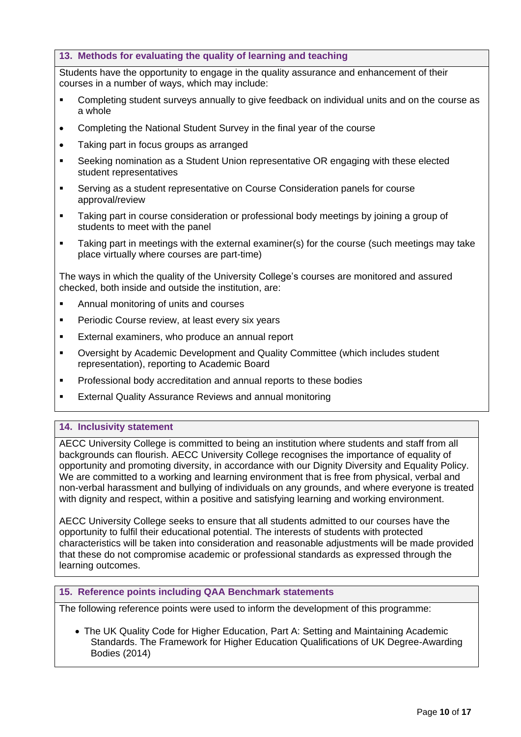## 13. Methods for evaluating the quality of learning and teaching

Students have the opportunity to engage in the quality assurance and enhancement of their courses in a number of ways, which may include:

- Completing student surveys annually to give feedback on individual units and on the course as a whole
- Completing the National Student Survey in the final year of the course
- Taking part in focus groups as arranged
- Seeking nomination as a Student Union representative OR engaging with these elected student representatives
- Serving as a student representative on Course Consideration panels for course approval/review
- Taking part in course consideration or professional body meetings by joining a group of students to meet with the panel
- Taking part in meetings with the external examiner(s) for the course (such meetings may take place virtually where courses are part-time)

The ways in which the quality of the University College's courses are monitored and assured checked, both inside and outside the institution, are:

- Annual monitoring of units and courses
- Periodic Course review, at least every six years
- External examiners, who produce an annual report
- Oversight by Academic Development and Quality Committee (which includes student representation), reporting to Academic Board
- Professional body accreditation and annual reports to these bodies
- External Quality Assurance Reviews and annual monitoring

## 14. Inclusivity statement

AECC University College is committed to being an institution where students and staff from all backgrounds can flourish. AECC University College recognises the importance of equality of opportunity and promoting diversity, in accordance with our Dignity Diversity and Equality Policy. We are committed to a working and learning environment that is free from physical, verbal and non-verbal harassment and bullying of individuals on any grounds, and where everyone is treated with dignity and respect, within a positive and satisfying learning and working environment.

AECC University College seeks to ensure that all students admitted to our courses have the opportunity to fulfil their educational potential. The interests of students with protected characteristics will be taken into consideration and reasonable adjustments will be made provided that these do not compromise academic or professional standards as expressed through the learning outcomes.

## 15. Reference points including QAA Benchmark statements

The following reference points were used to inform the development of this programme:

- The UK Quality Code for Higher Education, Part A: Setting and Maintaining Academic Standards. The Framework for Higher Education Qualifications of UK Degree-Awarding Bodies (2014)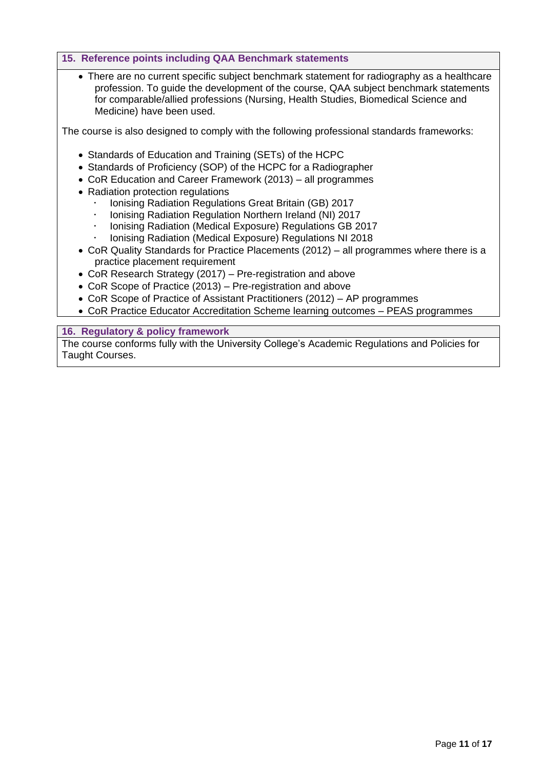## 15. Reference points including QAA Benchmark statements

- There are no current specific subject benchmark statement for radiography as a healthcare profession. To guide the development of the course, QAA subject benchmark statements for comparable/allied professions (Nursing, Health Studies, Biomedical Science and Medicine) have been used.

The course is also designed to comply with the following professional standards frameworks:

- Standards of Education and Training (SETs) of the HCPC
- Standards of Proficiency (SOP) of the HCPC for a Radiographer
- CoR Education and Career Framework (2013) – all programmes
- Radiation protection regulations
  - Ionising Radiation Regulations Great Britain (GB) 2017
  - Ionising Radiation Regulation Northern Ireland (NI) 2017
  - Ionising Radiation (Medical Exposure) Regulations GB 2017
  - Ionising Radiation (Medical Exposure) Regulations NI 2018
- CoR Quality Standards for Practice Placements (2012) – all programmes where there is a practice placement requirement
- CoR Research Strategy (2017) – Pre-registration and above
- CoR Scope of Practice (2013) – Pre-registration and above
- CoR Scope of Practice of Assistant Practitioners (2012) – AP programmes
- CoR Practice Educator Accreditation Scheme learning outcomes – PEAS programmes

## 16. Regulatory & policy framework

The course conforms fully with the University College's Academic Regulations and Policies for Taught Courses.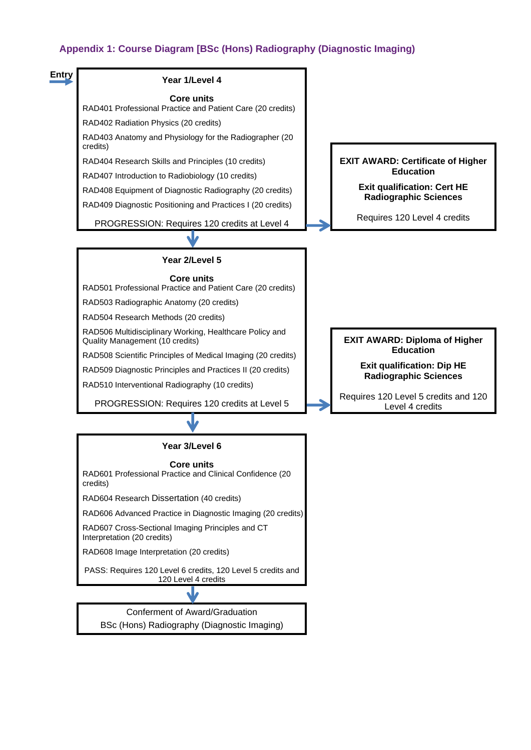## Appendix 1: Course Diagram [BSc (Hons) Radiography (Diagnostic Imaging)]

**Entry** →

### Year 1/Level 4

**Core units**

RAD401 Professional Practice and Patient Care (20 credits)

RAD402 Radiation Physics (20 credits)

RAD403 Anatomy and Physiology for the Radiographer (20 credits)

RAD404 Research Skills and Principles (10 credits)

RAD407 Introduction to Radiobiology (10 credits)

RAD408 Equipment of Diagnostic Radiography (20 credits)

RAD409 Diagnostic Positioning and Practices I (20 credits)

PROGRESSION: Requires 120 credits at Level 4

→ **EXIT AWARD: Certificate of Higher Education**

**Exit qualification: Cert HE Radiographic Sciences**

Requires 120 Level 4 credits

↓

### Year 2/Level 5

**Core units**

RAD501 Professional Practice and Patient Care (20 credits)

RAD503 Radiographic Anatomy (20 credits)

RAD504 Research Methods (20 credits)

RAD506 Multidisciplinary Working, Healthcare Policy and Quality Management (10 credits)

RAD508 Scientific Principles of Medical Imaging (20 credits)

RAD509 Diagnostic Principles and Practices II (20 credits)

RAD510 Interventional Radiography (10 credits)

PROGRESSION: Requires 120 credits at Level 5

→ **EXIT AWARD: Diploma of Higher Education**

**Exit qualification: Dip HE Radiographic Sciences**

Requires 120 Level 5 credits and 120 Level 4 credits

↓

### Year 3/Level 6

**Core units**

RAD601 Professional Practice and Clinical Confidence (20 credits)

RAD604 Research Dissertation (40 credits)

RAD606 Advanced Practice in Diagnostic Imaging (20 credits)

RAD607 Cross-Sectional Imaging Principles and CT Interpretation (20 credits)

RAD608 Image Interpretation (20 credits)

PASS: Requires 120 Level 6 credits, 120 Level 5 credits and 120 Level 4 credits

↓

Conferment of Award/Graduation

BSc (Hons) Radiography (Diagnostic Imaging)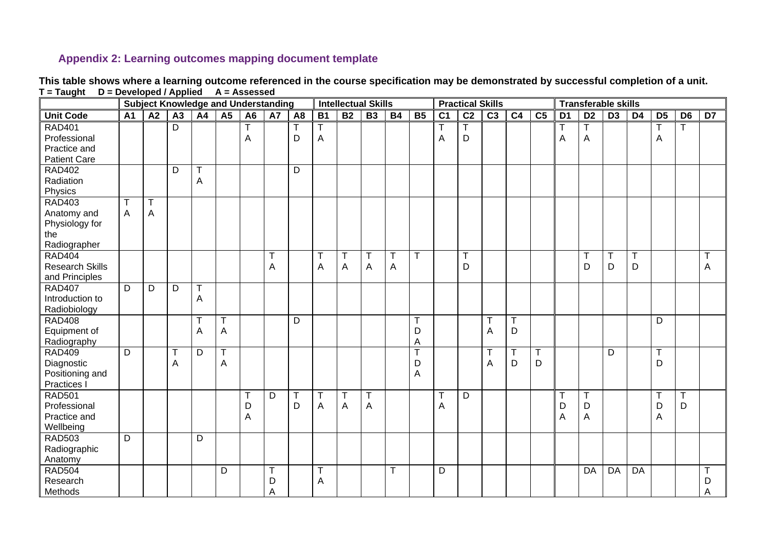### Appendix 2: Learning outcomes mapping document template

**This table shows where a learning outcome referenced in the course specification may be demonstrated by successful completion of a unit.**
**T = Taught D = Developed / Applied A = Assessed**

| | Subject Knowledge and Understanding | | | | | | | | Intellectual Skills | | | | | Practical Skills | | | | | Transferable skills | | | | | | |
|---|---|---|---|---|---|---|---|---|---|---|---|---|---|---|---|---|---|---|---|---|---|---|---|---|---|
| **Unit Code** | **A1** | **A2** | **A3** | **A4** | **A5** | **A6** | **A7** | **A8** | **B1** | **B2** | **B3** | **B4** | **B5** | **C1** | **C2** | **C3** | **C4** | **C5** | **D1** | **D2** | **D3** | **D4** | **D5** | **D6** | **D7** |
| RAD401 Professional Practice and Patient Care | | | D | | | T A | | T D | T A | | | | | T A | T D | | | | T A | T A | | | T A | T | |
| RAD402 Radiation Physics | | | D | T A | | | | D | | | | | | | | | | | | | | | | | |
| RAD403 Anatomy and Physiology for the Radiographer | T A | T A | | | | | | | | | | | | | | | | | | | | | | | |
| RAD404 Research Skills and Principles | | | | | | | T A | | T A | T A | T A | T A | T | | T D | | | | | T D | T D | T D | | | T A |
| RAD407 Introduction to Radiobiology | D | D | D | T A | | | | | | | | | | | | | | | | | | | | | |
| RAD408 Equipment of Radiography | | | | T A | T A | | | D | | | | | T D A | | | T A | T D | | | | | | D | | |
| RAD409 Diagnostic Positioning and Practices I | D | | T A | D | T A | | | | | | | | T D A | | | T A | T D | T D | | | D | | T D | | |
| RAD501 Professional Practice and Wellbeing | | | | | | T D A | D | T D | T A | T A | T A | | | T A | D | | | | T D A | T D A | | | T D A | T D | |
| RAD503 Radiographic Anatomy | D | | | D | | | | | | | | | | | | | | | | | | | | | |
| RAD504 Research Methods | | | | | D | | T D A | | T A | | | T | | D | | | | | | DA | DA | DA | | | T D A |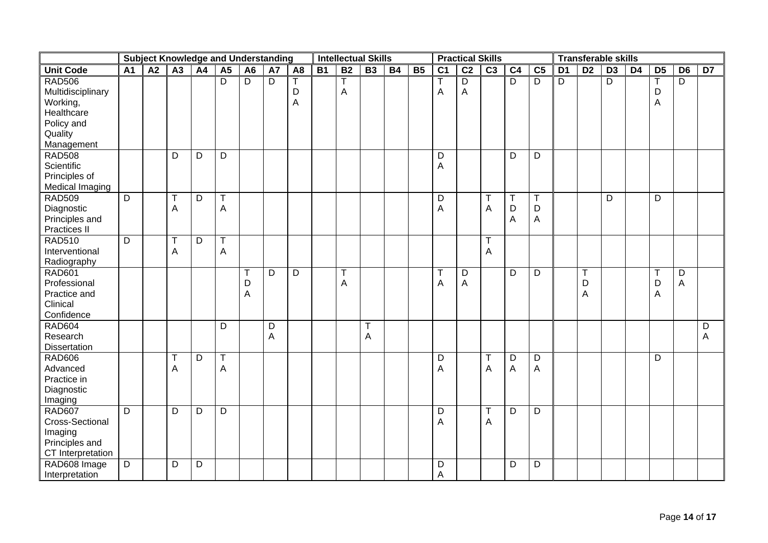| | Subject Knowledge and Understanding | | | | | | | | Intellectual Skills | | | | | Practical Skills | | | | | Transferable skills | | | | | | |
|---|---|---|---|---|---|---|---|---|---|---|---|---|---|---|---|---|---|---|---|---|---|---|---|---|---|
| **Unit Code** | **A1** | **A2** | **A3** | **A4** | **A5** | **A6** | **A7** | **A8** | **B1** | **B2** | **B3** | **B4** | **B5** | **C1** | **C2** | **C3** | **C4** | **C5** | **D1** | **D2** | **D3** | **D4** | **D5** | **D6** | **D7** |
| RAD506 Multidisciplinary Working, Healthcare Policy and Quality Management | | | | | D | D | D | T D A | | T A | | | | T A | D A | | D | D | D | | D | | T D A | D | |
| RAD508 Scientific Principles of Medical Imaging | | | D | D | D | | | | | | | | | D A | | | D | D | | | | | | | |
| RAD509 Diagnostic Principles and Practices II | D | | T A | D | T A | | | | | | | | | D A | | T A | T D A | T D A | | | D | | D | | |
| RAD510 Interventional Radiography | D | | T A | D | T A | | | | | | | | | | | T A | | | | | | | | | |
| RAD601 Professional Practice and Clinical Confidence | | | | | | T D A | D | D | | T A | | | | T A | D A | | D | D | | T D A | | | T D A | D A | |
| RAD604 Research Dissertation | | | | | D | | D A | | | | T A | | | | | | | | | | | | | | D A |
| RAD606 Advanced Practice in Diagnostic Imaging | | | T A | D | T A | | | | | | | | | D A | | T A | D A | D A | | | | | D | | |
| RAD607 Cross-Sectional Imaging Principles and CT Interpretation | D | | D | D | D | | | | | | | | | D A | | T A | D | D | | | | | | | |
| RAD608 Image Interpretation | D | | D | D | | | | | | | | | | D A | | | D | D | | | | | | | |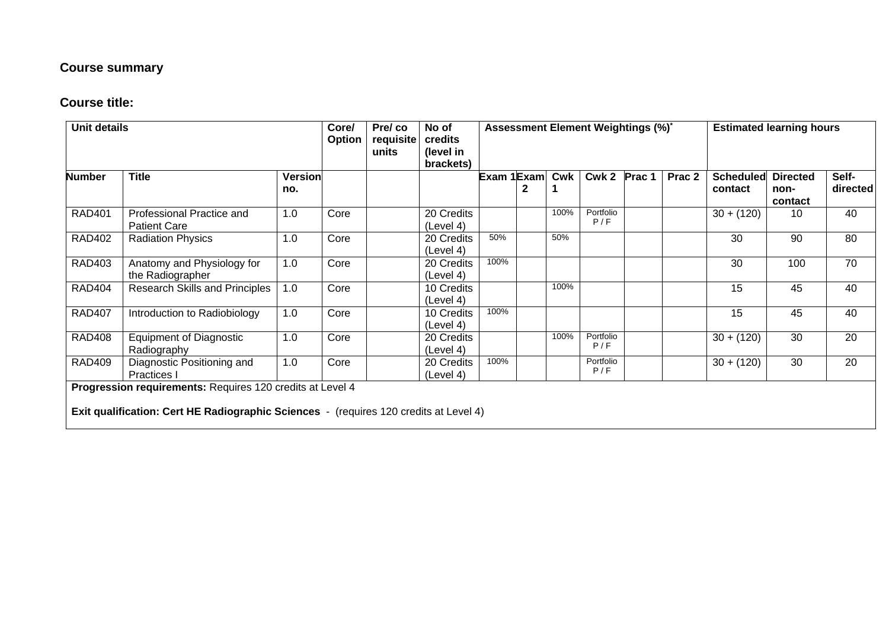### Course summary

### Course title:

| Unit details | | | Core/ Option | Pre/ co requisite units | No of credits (level in brackets) | Assessment Element Weightings (%)* | | | | | | Estimated learning hours | | |
|---|---|---|---|---|---|---|---|---|---|---|---|---|---|---|
| Number | Title | Version no. | | | | Exam 1 | Exam 2 | Cwk 1 | Cwk 2 | Prac 1 | Prac 2 | Scheduled contact | Directed non-contact | Self-directed |
| RAD401 | Professional Practice and Patient Care | 1.0 | Core | | 20 Credits (Level 4) | | | 100% | Portfolio P / F | | | 30 + (120) | 10 | 40 |
| RAD402 | Radiation Physics | 1.0 | Core | | 20 Credits (Level 4) | 50% | | 50% | | | | 30 | 90 | 80 |
| RAD403 | Anatomy and Physiology for the Radiographer | 1.0 | Core | | 20 Credits (Level 4) | 100% | | | | | | 30 | 100 | 70 |
| RAD404 | Research Skills and Principles | 1.0 | Core | | 10 Credits (Level 4) | | | 100% | | | | 15 | 45 | 40 |
| RAD407 | Introduction to Radiobiology | 1.0 | Core | | 10 Credits (Level 4) | 100% | | | | | | 15 | 45 | 40 |
| RAD408 | Equipment of Diagnostic Radiography | 1.0 | Core | | 20 Credits (Level 4) | | | 100% | Portfolio P / F | | | 30 + (120) | 30 | 20 |
| RAD409 | Diagnostic Positioning and Practices I | 1.0 | Core | | 20 Credits (Level 4) | 100% | | | Portfolio P / F | | | 30 + (120) | 30 | 20 |
| **Progression requirements:** Requires 120 credits at Level 4<br><br>**Exit qualification: Cert HE Radiographic Sciences** - (requires 120 credits at Level 4) | | | | | | | | | | | | | | |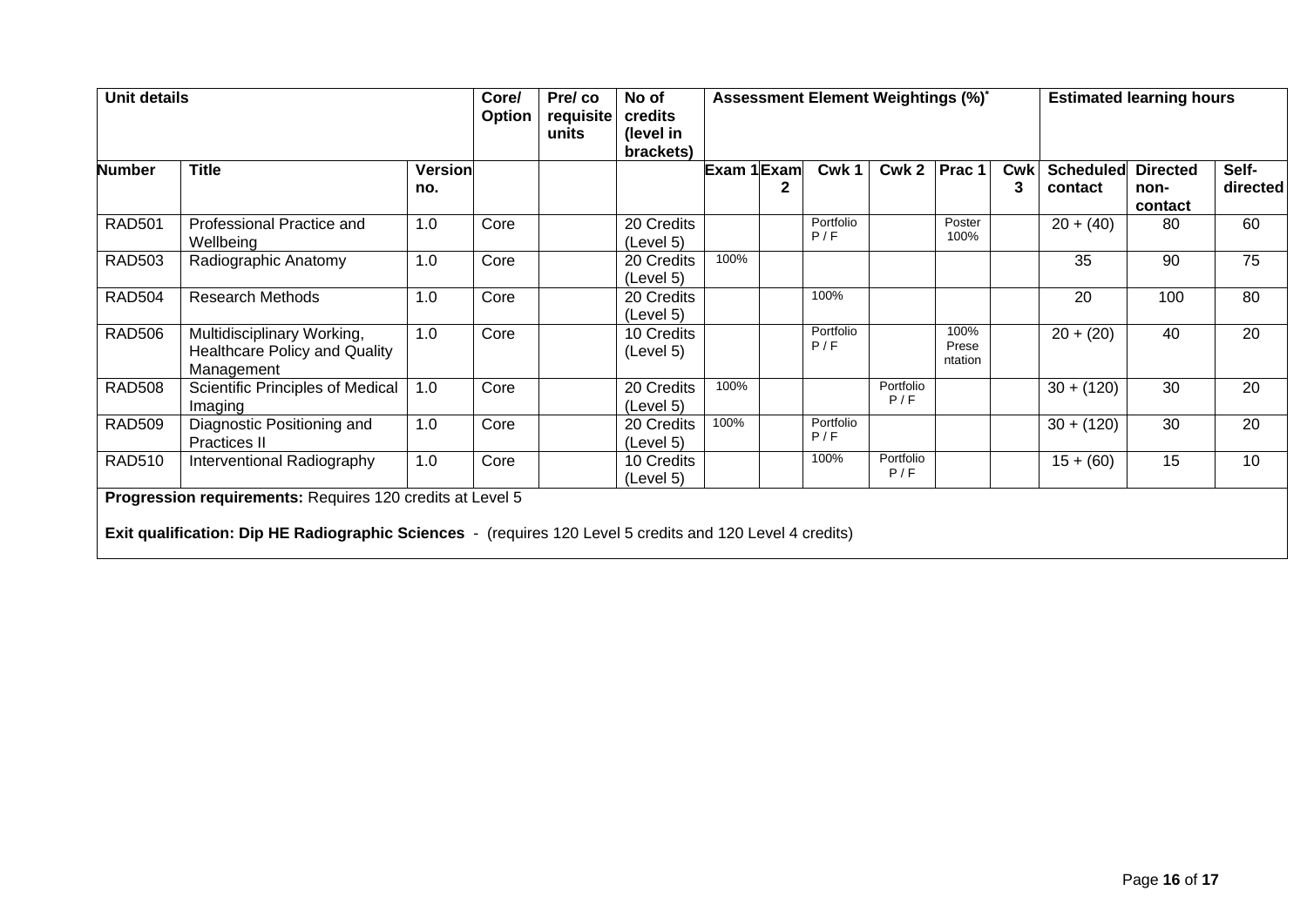| Unit details | | | Core/ Option | Pre/ co requisite units | No of credits (level in brackets) | Assessment Element Weightings (%)* | | | | | | Estimated learning hours | | |
|---|---|---|---|---|---|---|---|---|---|---|---|---|---|---|
| **Number** | **Title** | **Version no.** | | | | **Exam 1** | **Exam 2** | **Cwk 1** | **Cwk 2** | **Prac 1** | **Cwk 3** | **Scheduled contact** | **Directed non-contact** | **Self-directed** |
| RAD501 | Professional Practice and Wellbeing | 1.0 | Core | | 20 Credits (Level 5) | | | Portfolio P / F | | Poster 100% | | 20 + (40) | 80 | 60 |
| RAD503 | Radiographic Anatomy | 1.0 | Core | | 20 Credits (Level 5) | 100% | | | | | | 35 | 90 | 75 |
| RAD504 | Research Methods | 1.0 | Core | | 20 Credits (Level 5) | | | 100% | | | | 20 | 100 | 80 |
| RAD506 | Multidisciplinary Working, Healthcare Policy and Quality Management | 1.0 | Core | | 10 Credits (Level 5) | | | Portfolio P / F | | 100% Presentation | | 20 + (20) | 40 | 20 |
| RAD508 | Scientific Principles of Medical Imaging | 1.0 | Core | | 20 Credits (Level 5) | 100% | | | Portfolio P / F | | | 30 + (120) | 30 | 20 |
| RAD509 | Diagnostic Positioning and Practices II | 1.0 | Core | | 20 Credits (Level 5) | 100% | | Portfolio P / F | | | | 30 + (120) | 30 | 20 |
| RAD510 | Interventional Radiography | 1.0 | Core | | 10 Credits (Level 5) | | | 100% | Portfolio P / F | | | 15 + (60) | 15 | 10 |

**Progression requirements:** Requires 120 credits at Level 5

**Exit qualification: Dip HE Radiographic Sciences** - (requires 120 Level 5 credits and 120 Level 4 credits)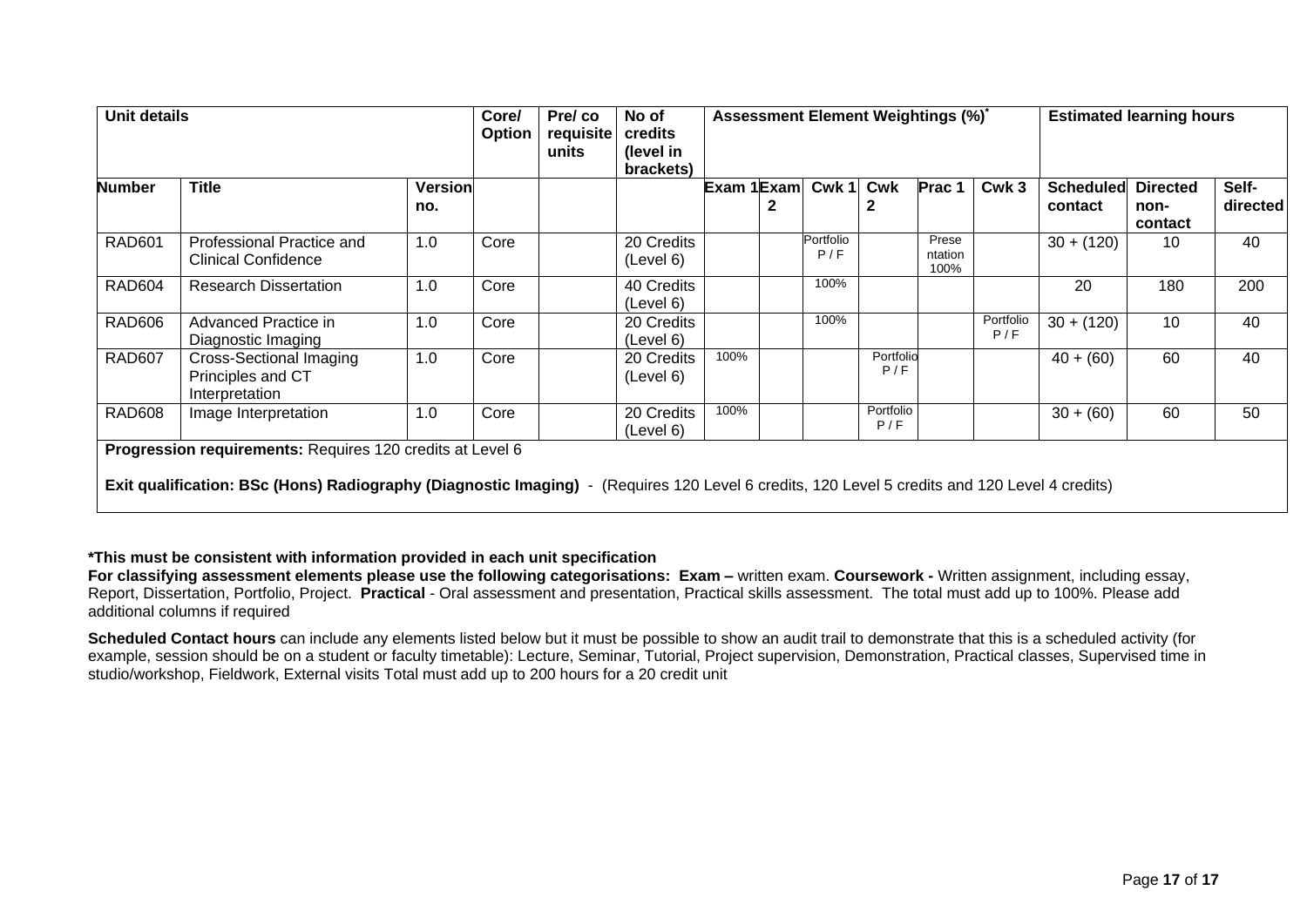| Unit details | | | Core/ Option | Pre/ co requisite units | No of credits (level in brackets) | Assessment Element Weightings (%)* | | | | | | Estimated learning hours | | |
|---|---|---|---|---|---|---|---|---|---|---|---|---|---|---|
| **Number** | **Title** | **Version no.** | | | | **Exam 1** | **Exam 2** | **Cwk 1** | **Cwk 2** | **Prac 1** | **Cwk 3** | **Scheduled contact** | **Directed non-contact** | **Self-directed** |
| RAD601 | Professional Practice and Clinical Confidence | 1.0 | Core | | 20 Credits (Level 6) | | | Portfolio P / F | | Presentation 100% | | 30 + (120) | 10 | 40 |
| RAD604 | Research Dissertation | 1.0 | Core | | 40 Credits (Level 6) | | | 100% | | | | 20 | 180 | 200 |
| RAD606 | Advanced Practice in Diagnostic Imaging | 1.0 | Core | | 20 Credits (Level 6) | | | 100% | | | Portfolio P / F | 30 + (120) | 10 | 40 |
| RAD607 | Cross-Sectional Imaging Principles and CT Interpretation | 1.0 | Core | | 20 Credits (Level 6) | 100% | | | Portfolio P / F | | | 40 + (60) | 60 | 40 |
| RAD608 | Image Interpretation | 1.0 | Core | | 20 Credits (Level 6) | 100% | | | Portfolio P / F | | | 30 + (60) | 60 | 50 |

**Progression requirements:** Requires 120 credits at Level 6

**Exit qualification: BSc (Hons) Radiography (Diagnostic Imaging)** - (Requires 120 Level 6 credits, 120 Level 5 credits and 120 Level 4 credits)

**\*This must be consistent with information provided in each unit specification**

**For classifying assessment elements please use the following categorisations: Exam –** written exam. **Coursework -** Written assignment, including essay, Report, Dissertation, Portfolio, Project. **Practical** - Oral assessment and presentation, Practical skills assessment. The total must add up to 100%. Please add additional columns if required

**Scheduled Contact hours** can include any elements listed below but it must be possible to show an audit trail to demonstrate that this is a scheduled activity (for example, session should be on a student or faculty timetable): Lecture, Seminar, Tutorial, Project supervision, Demonstration, Practical classes, Supervised time in studio/workshop, Fieldwork, External visits Total must add up to 200 hours for a 20 credit unit